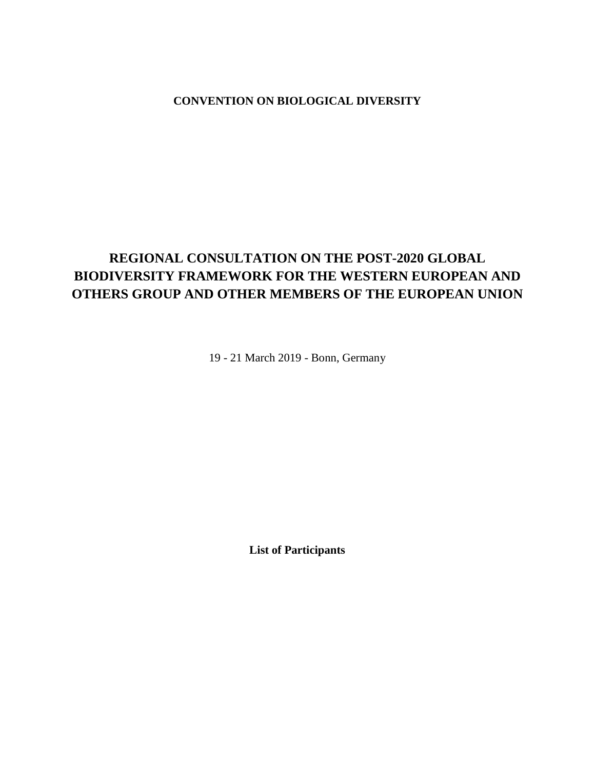**CONVENTION ON BIOLOGICAL DIVERSITY**

# REGIONAL CONSULTATION ON THE POST-2020 GLOBAL BIODIVERSITY FRAMEWORK FOR THE WESTERN EUROPEAN AND OTHERS GROUP AND OTHER MEMBERS OF THE EUROPEAN UNION

19 - 21 March 2019 - Bonn, Germany

**List of Participants**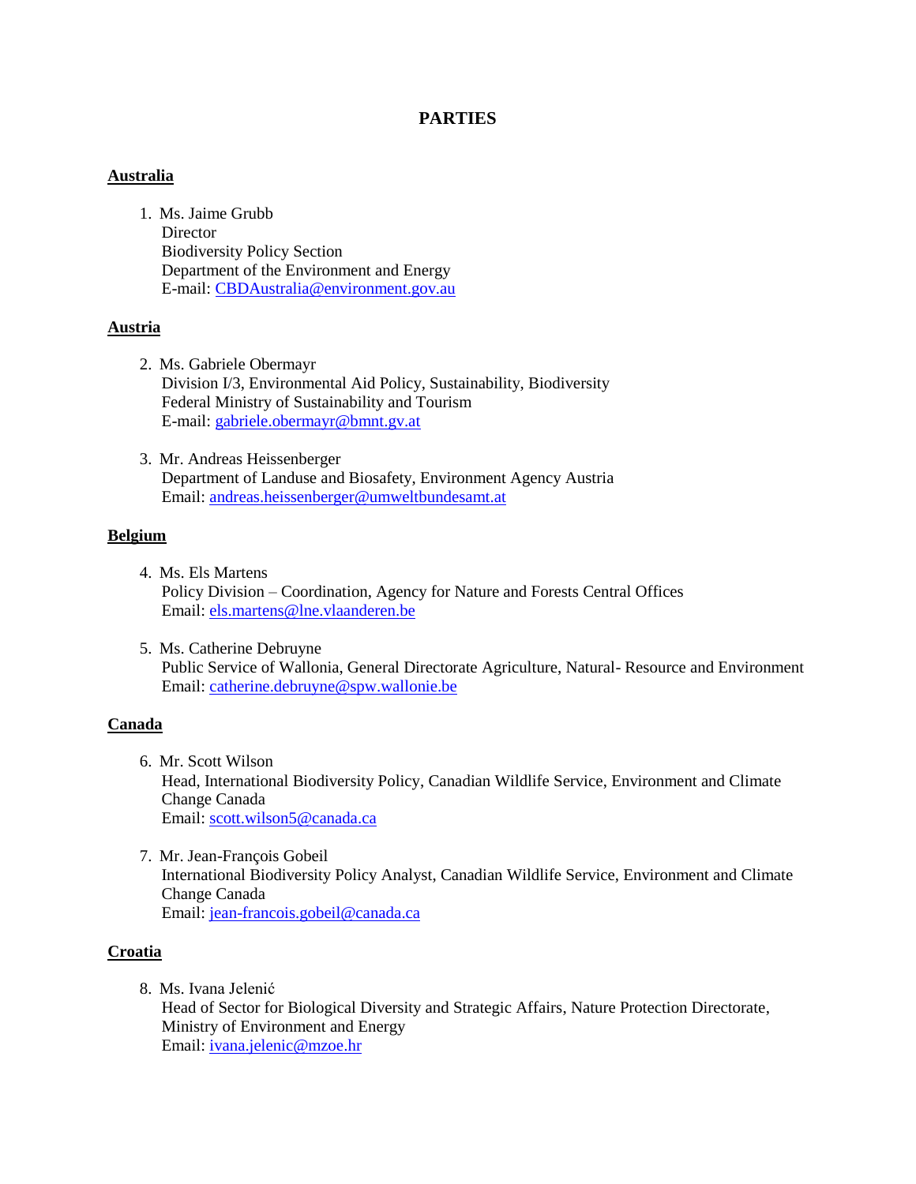## PARTIES

**Australia**

1. Ms. Jaime Grubb
   Director
   Biodiversity Policy Section
   Department of the Environment and Energy
   E-mail: CBDAustralia@environment.gov.au

**Austria**

2. Ms. Gabriele Obermayr
   Division I/3, Environmental Aid Policy, Sustainability, Biodiversity
   Federal Ministry of Sustainability and Tourism
   E-mail: gabriele.obermayr@bmnt.gv.at

3. Mr. Andreas Heissenberger
   Department of Landuse and Biosafety, Environment Agency Austria
   Email: andreas.heissenberger@umweltbundesamt.at

**Belgium**

4. Ms. Els Martens
   Policy Division – Coordination, Agency for Nature and Forests Central Offices
   Email: els.martens@lne.vlaanderen.be

5. Ms. Catherine Debruyne
   Public Service of Wallonia, General Directorate Agriculture, Natural- Resource and Environment
   Email: catherine.debruyne@spw.wallonie.be

**Canada**

6. Mr. Scott Wilson
   Head, International Biodiversity Policy, Canadian Wildlife Service, Environment and Climate Change Canada
   Email: scott.wilson5@canada.ca

7. Mr. Jean-François Gobeil
   International Biodiversity Policy Analyst, Canadian Wildlife Service, Environment and Climate Change Canada
   Email: jean-francois.gobeil@canada.ca

**Croatia**

8. Ms. Ivana Jelenić
   Head of Sector for Biological Diversity and Strategic Affairs, Nature Protection Directorate, Ministry of Environment and Energy
   Email: ivana.jelenic@mzoe.hr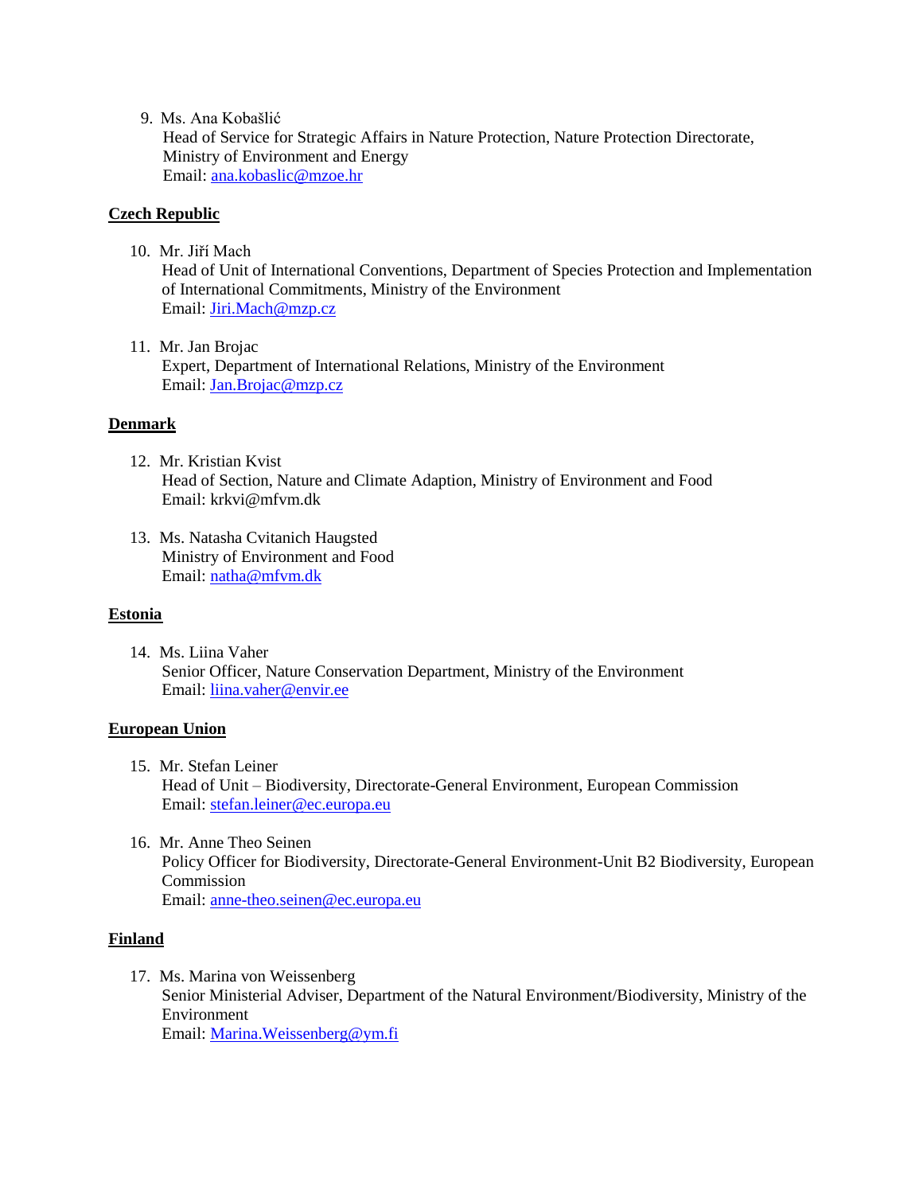9. Ms. Ana Kobašlić
   Head of Service for Strategic Affairs in Nature Protection, Nature Protection Directorate, Ministry of Environment and Energy
   Email: ana.kobaslic@mzoe.hr

**Czech Republic**

10. Mr. Jiří Mach
    Head of Unit of International Conventions, Department of Species Protection and Implementation of International Commitments, Ministry of the Environment
    Email: Jiri.Mach@mzp.cz

11. Mr. Jan Brojac
    Expert, Department of International Relations, Ministry of the Environment
    Email: Jan.Brojac@mzp.cz

**Denmark**

12. Mr. Kristian Kvist
    Head of Section, Nature and Climate Adaption, Ministry of Environment and Food
    Email: krkvi@mfvm.dk

13. Ms. Natasha Cvitanich Haugsted
    Ministry of Environment and Food
    Email: natha@mfvm.dk

**Estonia**

14. Ms. Liina Vaher
    Senior Officer, Nature Conservation Department, Ministry of the Environment
    Email: liina.vaher@envir.ee

**European Union**

15. Mr. Stefan Leiner
    Head of Unit – Biodiversity, Directorate-General Environment, European Commission
    Email: stefan.leiner@ec.europa.eu

16. Mr. Anne Theo Seinen
    Policy Officer for Biodiversity, Directorate-General Environment-Unit B2 Biodiversity, European Commission
    Email: anne-theo.seinen@ec.europa.eu

**Finland**

17. Ms. Marina von Weissenberg
    Senior Ministerial Adviser, Department of the Natural Environment/Biodiversity, Ministry of the Environment
    Email: Marina.Weissenberg@ym.fi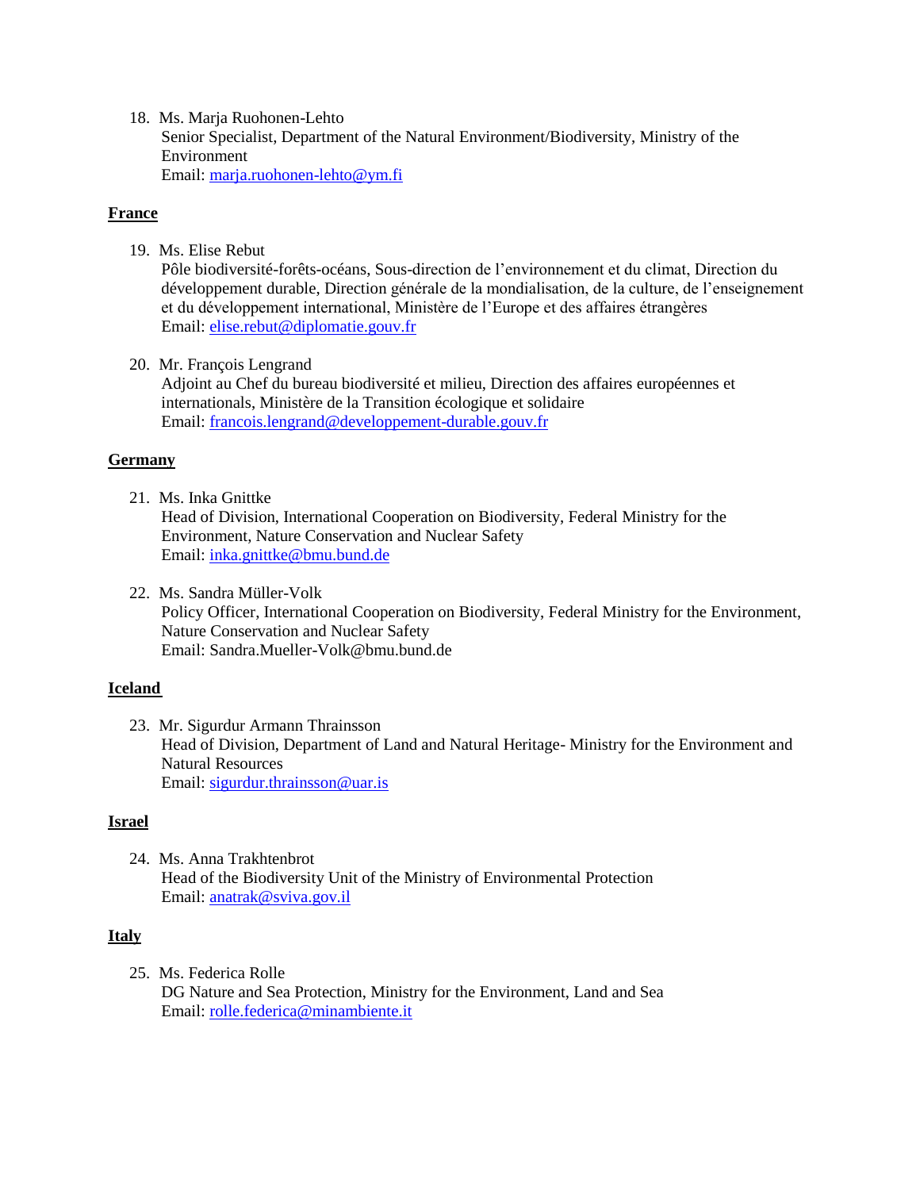18. Ms. Marja Ruohonen-Lehto
    Senior Specialist, Department of the Natural Environment/Biodiversity, Ministry of the Environment
    Email: marja.ruohonen-lehto@ym.fi

**France**

19. Ms. Elise Rebut
    Pôle biodiversité-forêts-océans, Sous-direction de l'environnement et du climat, Direction du développement durable, Direction générale de la mondialisation, de la culture, de l'enseignement et du développement international, Ministère de l'Europe et des affaires étrangères
    Email: elise.rebut@diplomatie.gouv.fr

20. Mr. François Lengrand
    Adjoint au Chef du bureau biodiversité et milieu, Direction des affaires européennes et internationals, Ministère de la Transition écologique et solidaire
    Email: francois.lengrand@developpement-durable.gouv.fr

**Germany**

21. Ms. Inka Gnittke
    Head of Division, International Cooperation on Biodiversity, Federal Ministry for the Environment, Nature Conservation and Nuclear Safety
    Email: inka.gnittke@bmu.bund.de

22. Ms. Sandra Müller-Volk
    Policy Officer, International Cooperation on Biodiversity, Federal Ministry for the Environment, Nature Conservation and Nuclear Safety
    Email: Sandra.Mueller-Volk@bmu.bund.de

**Iceland**

23. Mr. Sigurdur Armann Thrainsson
    Head of Division, Department of Land and Natural Heritage- Ministry for the Environment and Natural Resources
    Email: sigurdur.thrainsson@uar.is

**Israel**

24. Ms. Anna Trakhtenbrot
    Head of the Biodiversity Unit of the Ministry of Environmental Protection
    Email: anatrak@sviva.gov.il

**Italy**

25. Ms. Federica Rolle
    DG Nature and Sea Protection, Ministry for the Environment, Land and Sea
    Email: rolle.federica@minambiente.it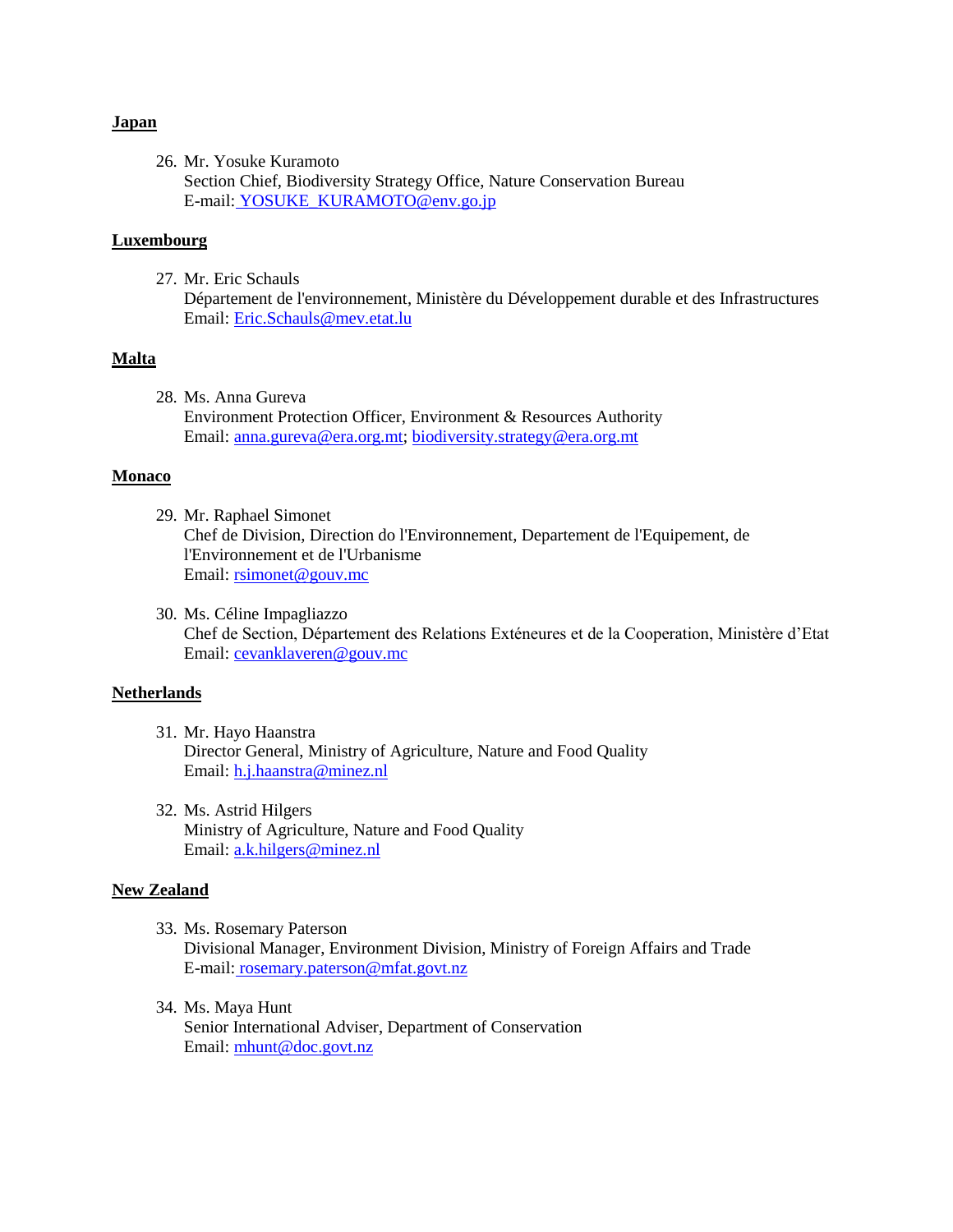**Japan**

26. Mr. Yosuke Kuramoto
    Section Chief, Biodiversity Strategy Office, Nature Conservation Bureau
    E-mail: YOSUKE_KURAMOTO@env.go.jp

**Luxembourg**

27. Mr. Eric Schauls
    Département de l'environnement, Ministère du Développement durable et des Infrastructures
    Email: Eric.Schauls@mev.etat.lu

**Malta**

28. Ms. Anna Gureva
    Environment Protection Officer, Environment & Resources Authority
    Email: anna.gureva@era.org.mt; biodiversity.strategy@era.org.mt

**Monaco**

29. Mr. Raphael Simonet
    Chef de Division, Direction do l'Environnement, Departement de l'Equipement, de l'Environnement et de l'Urbanisme
    Email: rsimonet@gouv.mc

30. Ms. Céline Impagliazzo
    Chef de Section, Département des Relations Exténeures et de la Cooperation, Ministère d'Etat
    Email: cevanklaveren@gouv.mc

**Netherlands**

31. Mr. Hayo Haanstra
    Director General, Ministry of Agriculture, Nature and Food Quality
    Email: h.j.haanstra@minez.nl

32. Ms. Astrid Hilgers
    Ministry of Agriculture, Nature and Food Quality
    Email: a.k.hilgers@minez.nl

**New Zealand**

33. Ms. Rosemary Paterson
    Divisional Manager, Environment Division, Ministry of Foreign Affairs and Trade
    E-mail: rosemary.paterson@mfat.govt.nz

34. Ms. Maya Hunt
    Senior International Adviser, Department of Conservation
    Email: mhunt@doc.govt.nz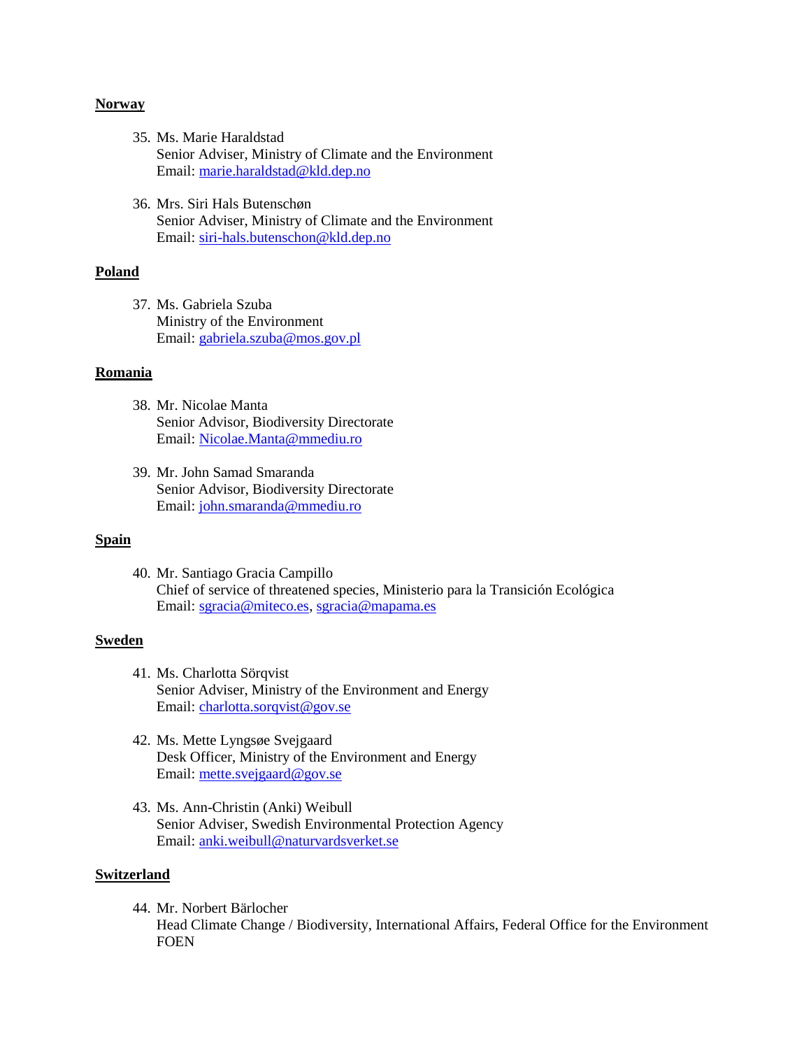**Norway**

35. Ms. Marie Haraldstad  
Senior Adviser, Ministry of Climate and the Environment  
Email: marie.haraldstad@kld.dep.no

36. Mrs. Siri Hals Butenschøn  
Senior Adviser, Ministry of Climate and the Environment  
Email: siri-hals.butenschon@kld.dep.no

**Poland**

37. Ms. Gabriela Szuba  
Ministry of the Environment  
Email: gabriela.szuba@mos.gov.pl

**Romania**

38. Mr. Nicolae Manta  
Senior Advisor, Biodiversity Directorate  
Email: Nicolae.Manta@mmediu.ro

39. Mr. John Samad Smaranda  
Senior Advisor, Biodiversity Directorate  
Email: john.smaranda@mmediu.ro

**Spain**

40. Mr. Santiago Gracia Campillo  
Chief of service of threatened species, Ministerio para la Transición Ecológica  
Email: sgracia@miteco.es, sgracia@mapama.es

**Sweden**

41. Ms. Charlotta Sörqvist  
Senior Adviser, Ministry of the Environment and Energy  
Email: charlotta.sorqvist@gov.se

42. Ms. Mette Lyngsøe Svejgaard  
Desk Officer, Ministry of the Environment and Energy  
Email: mette.svejgaard@gov.se

43. Ms. Ann-Christin (Anki) Weibull  
Senior Adviser, Swedish Environmental Protection Agency  
Email: anki.weibull@naturvardsverket.se

**Switzerland**

44. Mr. Norbert Bärlocher  
Head Climate Change / Biodiversity, International Affairs, Federal Office for the Environment FOEN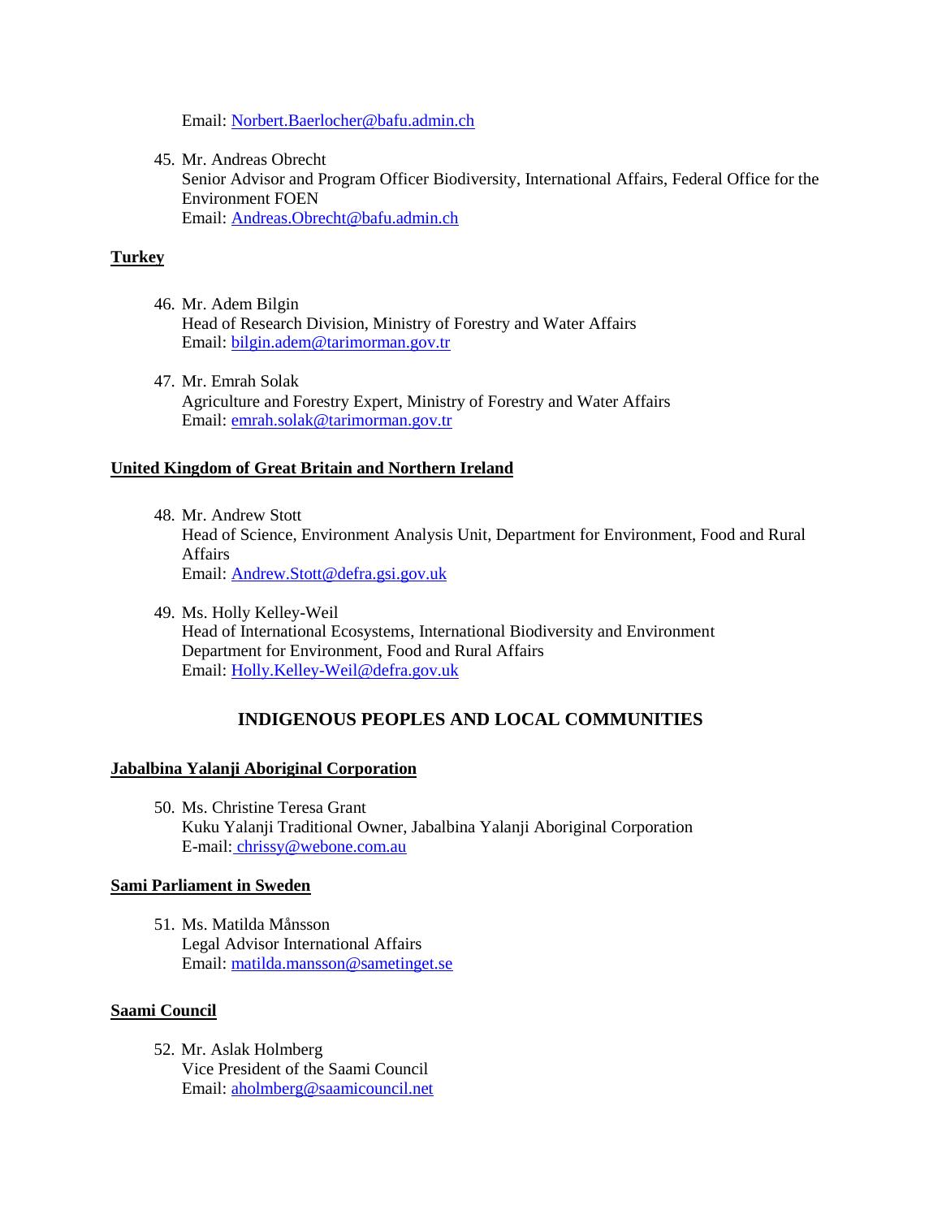Email: Norbert.Baerlocher@bafu.admin.ch

45. Mr. Andreas Obrecht
    Senior Advisor and Program Officer Biodiversity, International Affairs, Federal Office for the Environment FOEN
    Email: Andreas.Obrecht@bafu.admin.ch

**Turkey**

46. Mr. Adem Bilgin
    Head of Research Division, Ministry of Forestry and Water Affairs
    Email: bilgin.adem@tarimorman.gov.tr

47. Mr. Emrah Solak
    Agriculture and Forestry Expert, Ministry of Forestry and Water Affairs
    Email: emrah.solak@tarimorman.gov.tr

**United Kingdom of Great Britain and Northern Ireland**

48. Mr. Andrew Stott
    Head of Science, Environment Analysis Unit, Department for Environment, Food and Rural Affairs
    Email: Andrew.Stott@defra.gsi.gov.uk

49. Ms. Holly Kelley-Weil
    Head of International Ecosystems, International Biodiversity and Environment
    Department for Environment, Food and Rural Affairs
    Email: Holly.Kelley-Weil@defra.gov.uk

## INDIGENOUS PEOPLES AND LOCAL COMMUNITIES

**Jabalbina Yalanji Aboriginal Corporation**

50. Ms. Christine Teresa Grant
    Kuku Yalanji Traditional Owner, Jabalbina Yalanji Aboriginal Corporation
    E-mail: chrissy@webone.com.au

**Sami Parliament in Sweden**

51. Ms. Matilda Månsson
    Legal Advisor International Affairs
    Email: matilda.mansson@sametinget.se

**Saami Council**

52. Mr. Aslak Holmberg
    Vice President of the Saami Council
    Email: aholmberg@saamicouncil.net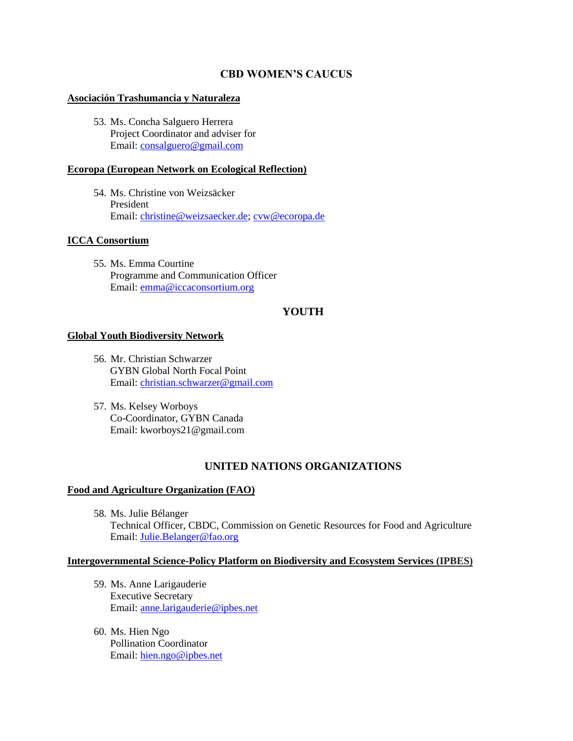## CBD WOMEN'S CAUCUS

**Asociación Trashumancia y Naturaleza**

53. Ms. Concha Salguero Herrera
    Project Coordinator and adviser for
    Email: consalguero@gmail.com

**Ecoropa (European Network on Ecological Reflection)**

54. Ms. Christine von Weizsäcker
    President
    Email: christine@weizsaecker.de; cvw@ecoropa.de

**ICCA Consortium**

55. Ms. Emma Courtine
    Programme and Communication Officer
    Email: emma@iccaconsortium.org

## YOUTH

**Global Youth Biodiversity Network**

56. Mr. Christian Schwarzer
    GYBN Global North Focal Point
    Email: christian.schwarzer@gmail.com

57. Ms. Kelsey Worboys
    Co-Coordinator, GYBN Canada
    Email: kworboys21@gmail.com

## UNITED NATIONS ORGANIZATIONS

**Food and Agriculture Organization (FAO)**

58. Ms. Julie Bélanger
    Technical Officer, CBDC, Commission on Genetic Resources for Food and Agriculture
    Email: Julie.Belanger@fao.org

**Intergovernmental Science-Policy Platform on Biodiversity and Ecosystem Services (IPBES)**

59. Ms. Anne Larigauderie
    Executive Secretary
    Email: anne.larigauderie@ipbes.net

60. Ms. Hien Ngo
    Pollination Coordinator
    Email: hien.ngo@ipbes.net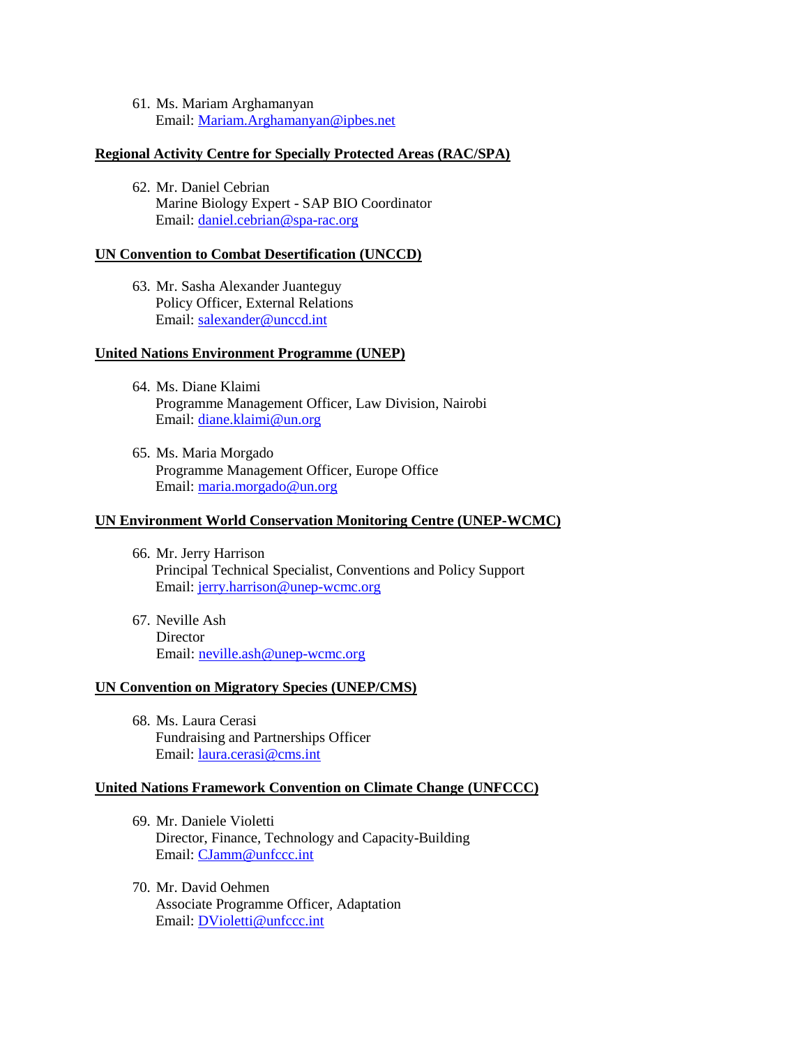61. Ms. Mariam Arghamanyan
    Email: Mariam.Arghamanyan@ipbes.net

**Regional Activity Centre for Specially Protected Areas (RAC/SPA)**

62. Mr. Daniel Cebrian
    Marine Biology Expert - SAP BIO Coordinator
    Email: daniel.cebrian@spa-rac.org

**UN Convention to Combat Desertification (UNCCD)**

63. Mr. Sasha Alexander Juanteguy
    Policy Officer, External Relations
    Email: salexander@unccd.int

**United Nations Environment Programme (UNEP)**

64. Ms. Diane Klaimi
    Programme Management Officer, Law Division, Nairobi
    Email: diane.klaimi@un.org

65. Ms. Maria Morgado
    Programme Management Officer, Europe Office
    Email: maria.morgado@un.org

**UN Environment World Conservation Monitoring Centre (UNEP-WCMC)**

66. Mr. Jerry Harrison
    Principal Technical Specialist, Conventions and Policy Support
    Email: jerry.harrison@unep-wcmc.org

67. Neville Ash
    Director
    Email: neville.ash@unep-wcmc.org

**UN Convention on Migratory Species (UNEP/CMS)**

68. Ms. Laura Cerasi
    Fundraising and Partnerships Officer
    Email: laura.cerasi@cms.int

**United Nations Framework Convention on Climate Change (UNFCCC)**

69. Mr. Daniele Violetti
    Director, Finance, Technology and Capacity-Building
    Email: CJamm@unfccc.int

70. Mr. David Oehmen
    Associate Programme Officer, Adaptation
    Email: DVioletti@unfccc.int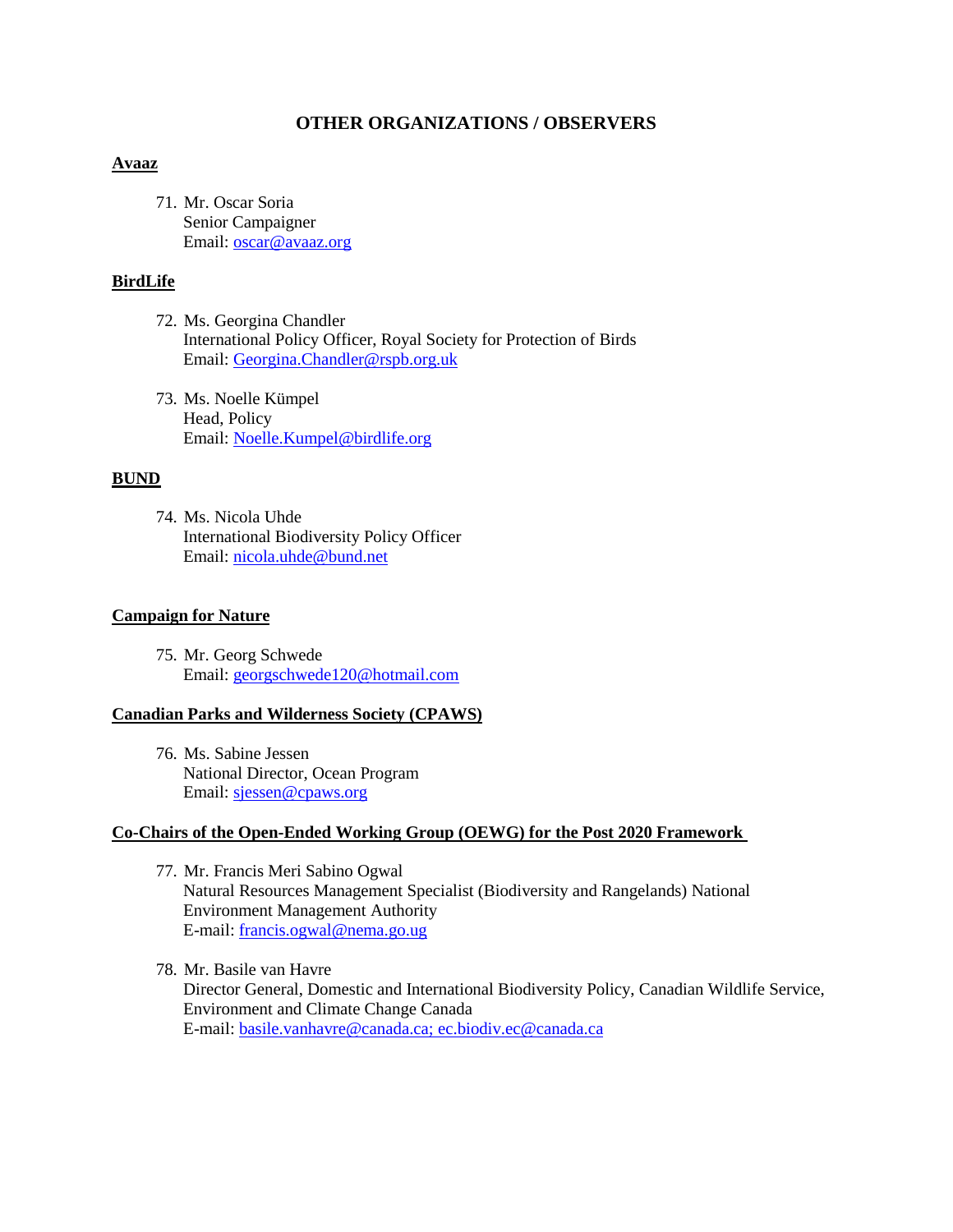## OTHER ORGANIZATIONS / OBSERVERS

**Avaaz**

71. Mr. Oscar Soria
    Senior Campaigner
    Email: oscar@avaaz.org

**BirdLife**

72. Ms. Georgina Chandler
    International Policy Officer, Royal Society for Protection of Birds
    Email: Georgina.Chandler@rspb.org.uk

73. Ms. Noelle Kümpel
    Head, Policy
    Email: Noelle.Kumpel@birdlife.org

**BUND**

74. Ms. Nicola Uhde
    International Biodiversity Policy Officer
    Email: nicola.uhde@bund.net

**Campaign for Nature**

75. Mr. Georg Schwede
    Email: georgschwede120@hotmail.com

**Canadian Parks and Wilderness Society (CPAWS)**

76. Ms. Sabine Jessen
    National Director, Ocean Program
    Email: sjessen@cpaws.org

**Co-Chairs of the Open-Ended Working Group (OEWG) for the Post 2020 Framework**

77. Mr. Francis Meri Sabino Ogwal
    Natural Resources Management Specialist (Biodiversity and Rangelands) National Environment Management Authority
    E-mail: francis.ogwal@nema.go.ug

78. Mr. Basile van Havre
    Director General, Domestic and International Biodiversity Policy, Canadian Wildlife Service, Environment and Climate Change Canada
    E-mail: basile.vanhavre@canada.ca; ec.biodiv.ec@canada.ca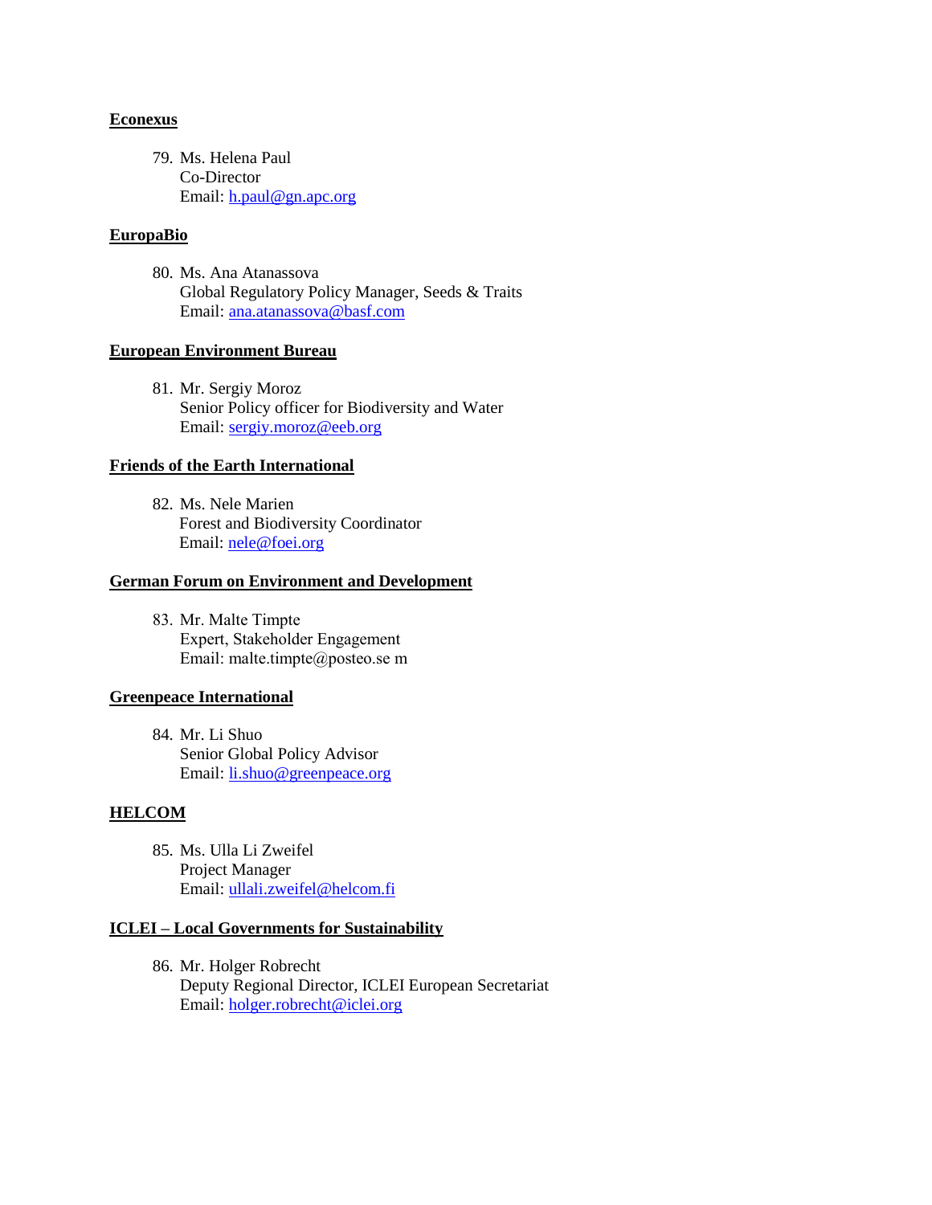**Econexus**

79. Ms. Helena Paul  
Co-Director  
Email: h.paul@gn.apc.org

**EuropaBio**

80. Ms. Ana Atanassova  
Global Regulatory Policy Manager, Seeds & Traits  
Email: ana.atanassova@basf.com

**European Environment Bureau**

81. Mr. Sergiy Moroz  
Senior Policy officer for Biodiversity and Water  
Email: sergiy.moroz@eeb.org

**Friends of the Earth International**

82. Ms. Nele Marien  
Forest and Biodiversity Coordinator  
Email: nele@foei.org

**German Forum on Environment and Development**

83. Mr. Malte Timpte  
Expert, Stakeholder Engagement  
Email: malte.timpte@posteo.se m

**Greenpeace International**

84. Mr. Li Shuo  
Senior Global Policy Advisor  
Email: li.shuo@greenpeace.org

**HELCOM**

85. Ms. Ulla Li Zweifel  
Project Manager  
Email: ullali.zweifel@helcom.fi

**ICLEI – Local Governments for Sustainability**

86. Mr. Holger Robrecht  
Deputy Regional Director, ICLEI European Secretariat  
Email: holger.robrecht@iclei.org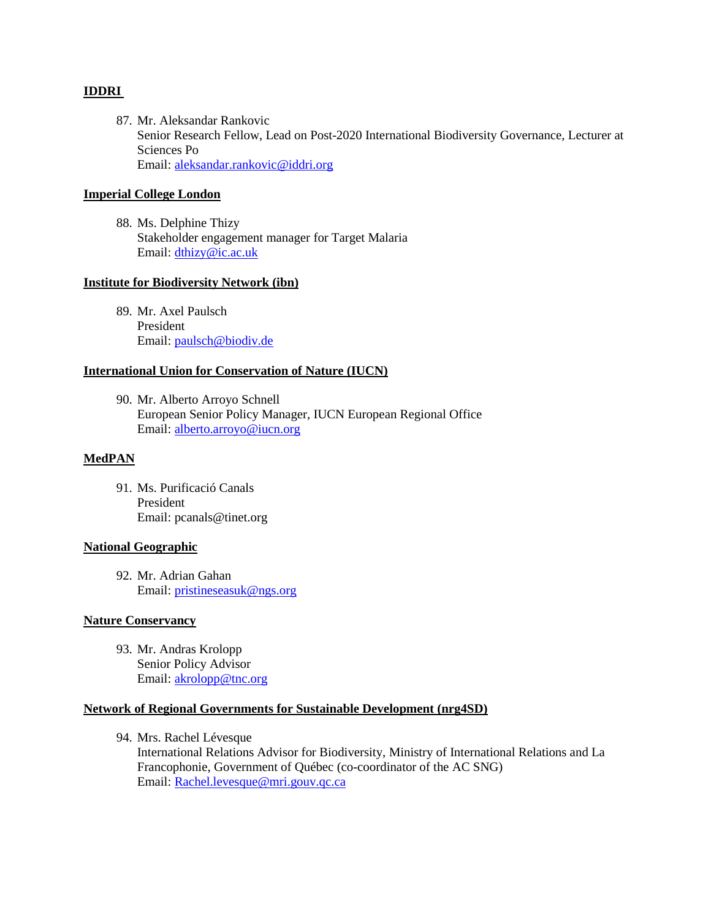**IDDRI**

87. Mr. Aleksandar Rankovic
    Senior Research Fellow, Lead on Post-2020 International Biodiversity Governance, Lecturer at Sciences Po
    Email: aleksandar.rankovic@iddri.org

**Imperial College London**

88. Ms. Delphine Thizy
    Stakeholder engagement manager for Target Malaria
    Email: dthizy@ic.ac.uk

**Institute for Biodiversity Network (ibn)**

89. Mr. Axel Paulsch
    President
    Email: paulsch@biodiv.de

**International Union for Conservation of Nature (IUCN)**

90. Mr. Alberto Arroyo Schnell
    European Senior Policy Manager, IUCN European Regional Office
    Email: alberto.arroyo@iucn.org

**MedPAN**

91. Ms. Purificació Canals
    President
    Email: pcanals@tinet.org

**National Geographic**

92. Mr. Adrian Gahan
    Email: pristineseasuk@ngs.org

**Nature Conservancy**

93. Mr. Andras Krolopp
    Senior Policy Advisor
    Email: akrolopp@tnc.org

**Network of Regional Governments for Sustainable Development (nrg4SD)**

94. Mrs. Rachel Lévesque
    International Relations Advisor for Biodiversity, Ministry of International Relations and La Francophonie, Government of Québec (co-coordinator of the AC SNG)
    Email: Rachel.levesque@mri.gouv.qc.ca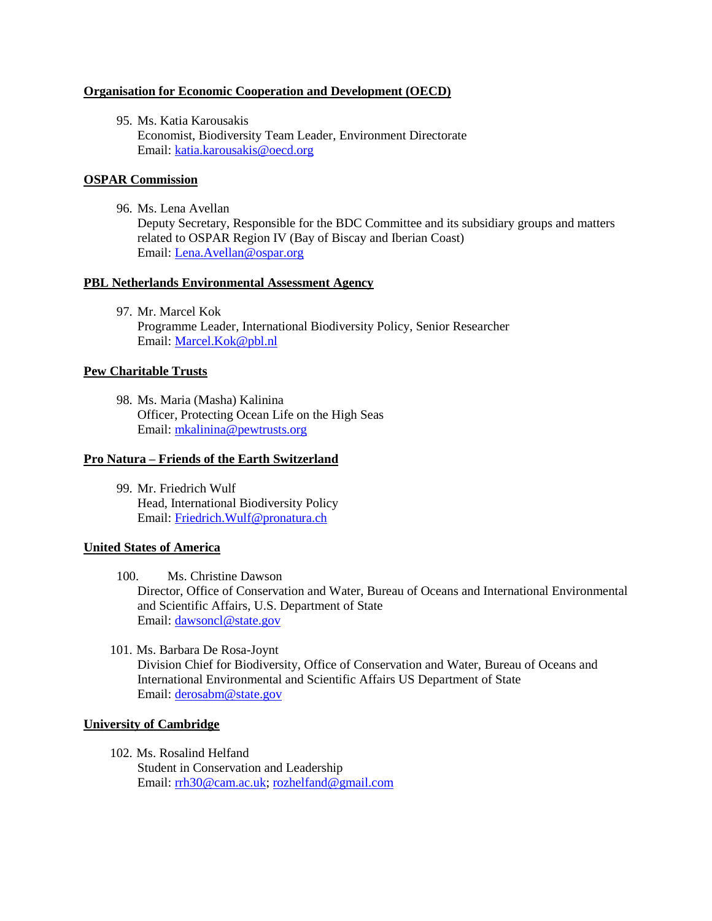**Organisation for Economic Cooperation and Development (OECD)**

95. Ms. Katia Karousakis
    Economist, Biodiversity Team Leader, Environment Directorate
    Email: katia.karousakis@oecd.org

**OSPAR Commission**

96. Ms. Lena Avellan
    Deputy Secretary, Responsible for the BDC Committee and its subsidiary groups and matters related to OSPAR Region IV (Bay of Biscay and Iberian Coast)
    Email: Lena.Avellan@ospar.org

**PBL Netherlands Environmental Assessment Agency**

97. Mr. Marcel Kok
    Programme Leader, International Biodiversity Policy, Senior Researcher
    Email: Marcel.Kok@pbl.nl

**Pew Charitable Trusts**

98. Ms. Maria (Masha) Kalinina
    Officer, Protecting Ocean Life on the High Seas
    Email: mkalinina@pewtrusts.org

**Pro Natura – Friends of the Earth Switzerland**

99. Mr. Friedrich Wulf
    Head, International Biodiversity Policy
    Email: Friedrich.Wulf@pronatura.ch

**United States of America**

100. Ms. Christine Dawson
     Director, Office of Conservation and Water, Bureau of Oceans and International Environmental and Scientific Affairs, U.S. Department of State
     Email: dawsoncl@state.gov

101. Ms. Barbara De Rosa-Joynt
     Division Chief for Biodiversity, Office of Conservation and Water, Bureau of Oceans and International Environmental and Scientific Affairs US Department of State
     Email: derosabm@state.gov

**University of Cambridge**

102. Ms. Rosalind Helfand
     Student in Conservation and Leadership
     Email: rrh30@cam.ac.uk; rozhelfand@gmail.com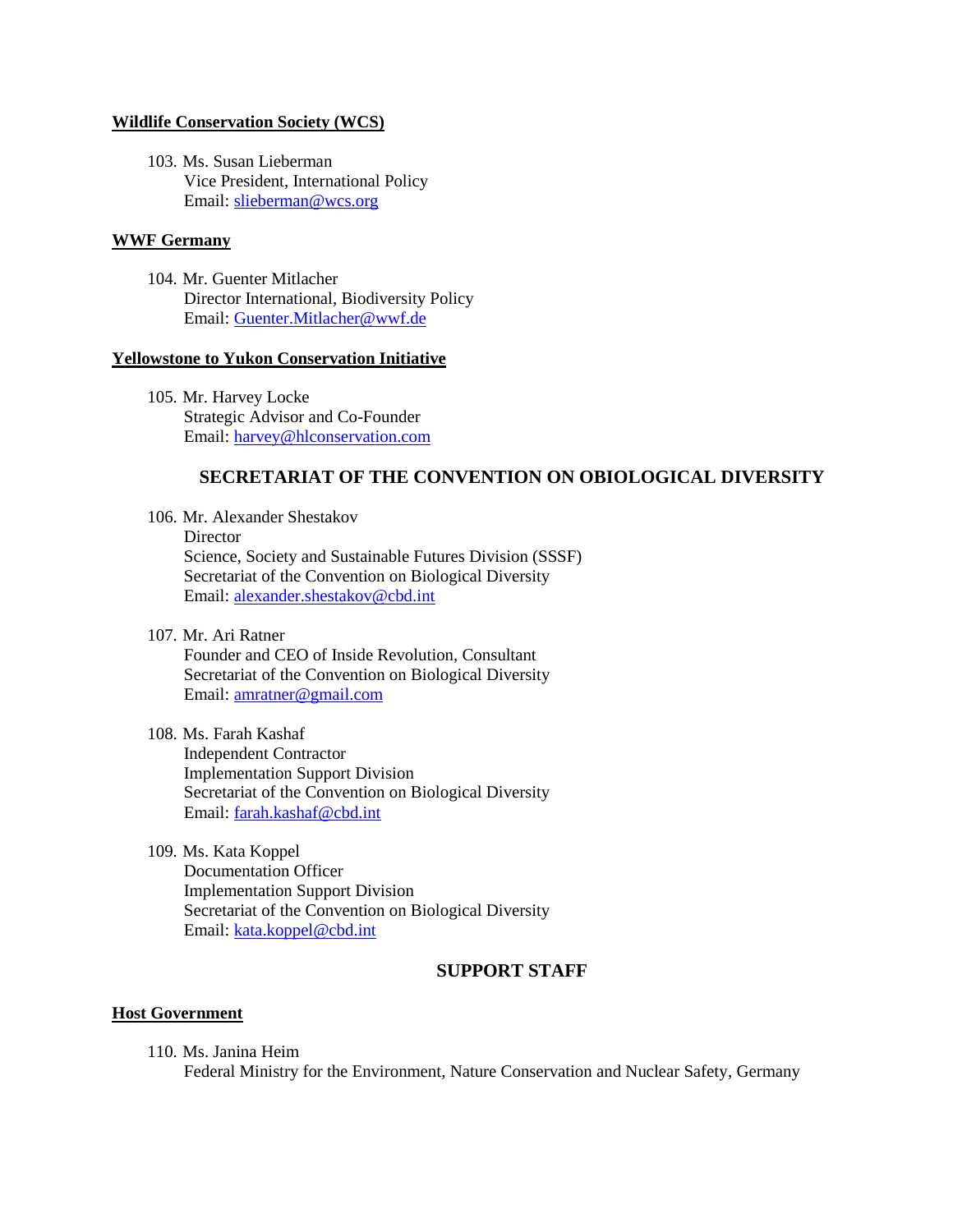**Wildlife Conservation Society (WCS)**

103. Ms. Susan Lieberman
Vice President, International Policy
Email: slieberman@wcs.org

**WWF Germany**

104. Mr. Guenter Mitlacher
Director International, Biodiversity Policy
Email: Guenter.Mitlacher@wwf.de

**Yellowstone to Yukon Conservation Initiative**

105. Mr. Harvey Locke
Strategic Advisor and Co-Founder
Email: harvey@hlconservation.com

## SECRETARIAT OF THE CONVENTION ON OBIOLOGICAL DIVERSITY

106. Mr. Alexander Shestakov
Director
Science, Society and Sustainable Futures Division (SSSF)
Secretariat of the Convention on Biological Diversity
Email: alexander.shestakov@cbd.int

107. Mr. Ari Ratner
Founder and CEO of Inside Revolution, Consultant
Secretariat of the Convention on Biological Diversity
Email: amratner@gmail.com

108. Ms. Farah Kashaf
Independent Contractor
Implementation Support Division
Secretariat of the Convention on Biological Diversity
Email: farah.kashaf@cbd.int

109. Ms. Kata Koppel
Documentation Officer
Implementation Support Division
Secretariat of the Convention on Biological Diversity
Email: kata.koppel@cbd.int

## SUPPORT STAFF

**Host Government**

110. Ms. Janina Heim
Federal Ministry for the Environment, Nature Conservation and Nuclear Safety, Germany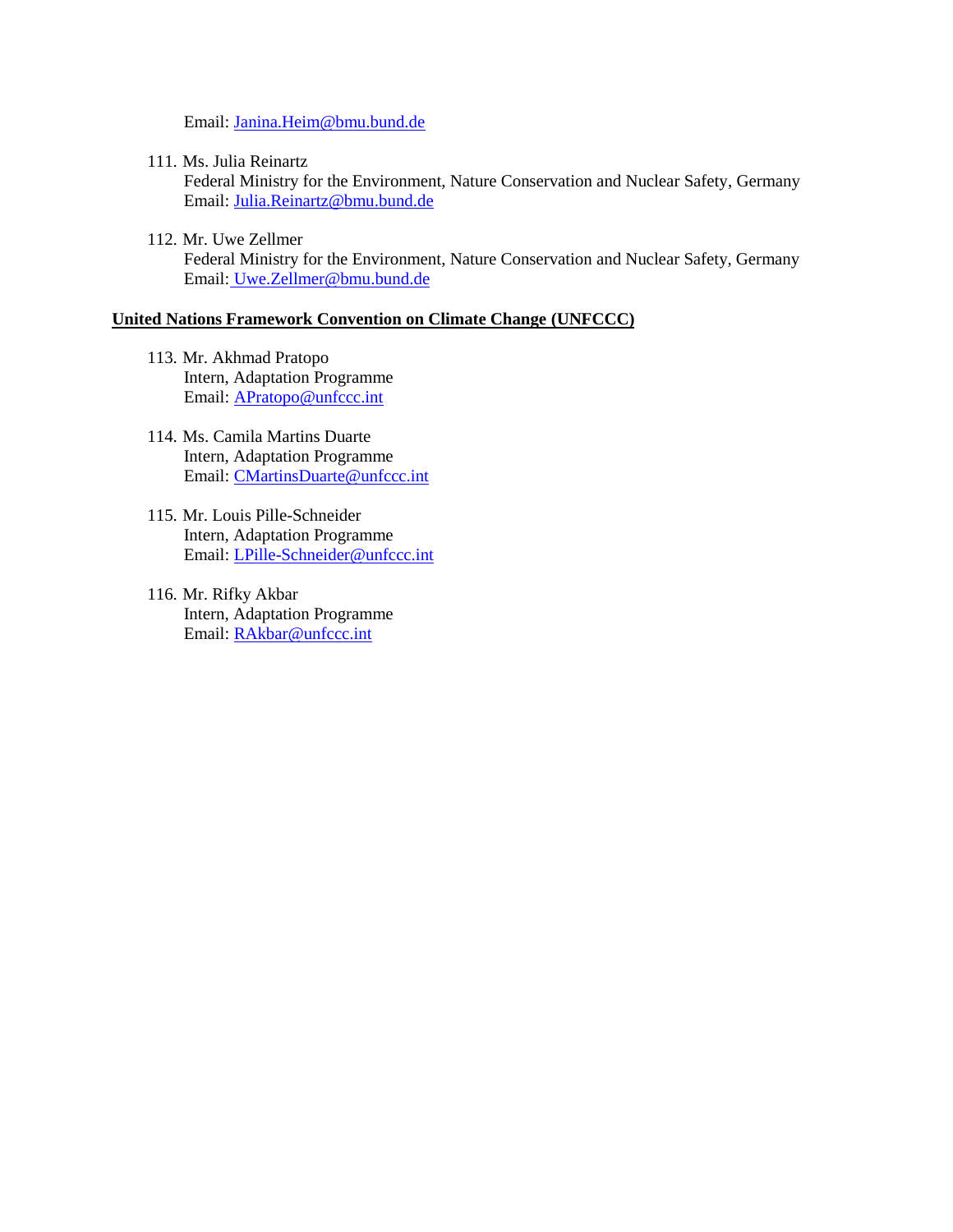Email: Janina.Heim@bmu.bund.de

111. Ms. Julia Reinartz
Federal Ministry for the Environment, Nature Conservation and Nuclear Safety, Germany
Email: Julia.Reinartz@bmu.bund.de

112. Mr. Uwe Zellmer
Federal Ministry for the Environment, Nature Conservation and Nuclear Safety, Germany
Email: Uwe.Zellmer@bmu.bund.de

**United Nations Framework Convention on Climate Change (UNFCCC)**

113. Mr. Akhmad Pratopo
Intern, Adaptation Programme
Email: APratopo@unfccc.int

114. Ms. Camila Martins Duarte
Intern, Adaptation Programme
Email: CMartinsDuarte@unfccc.int

115. Mr. Louis Pille-Schneider
Intern, Adaptation Programme
Email: LPille-Schneider@unfccc.int

116. Mr. Rifky Akbar
Intern, Adaptation Programme
Email: RAkbar@unfccc.int